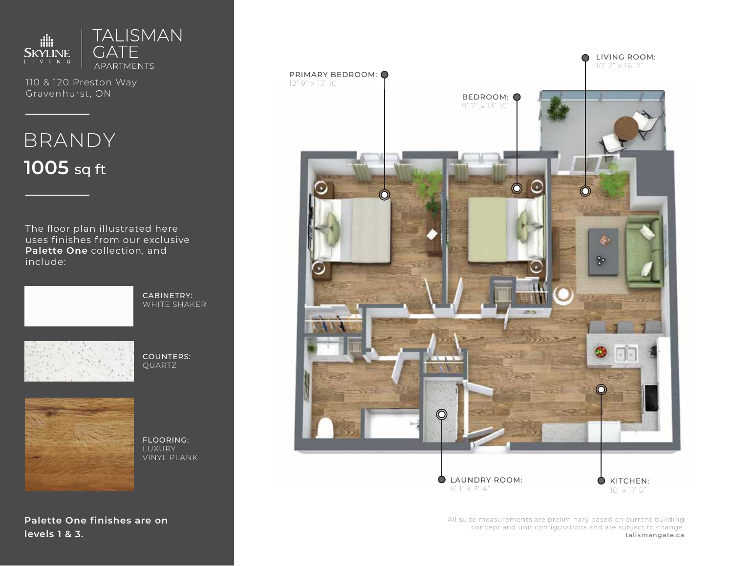SKYLINE LIVING | TALISMAN GATE APARTMENTS

110 & 120 Preston Way
Gravenhurst, ON

# BRANDY

**1005** sq ft

The floor plan illustrated here uses finishes from our exclusive **Palette One** collection, and include:

CABINETRY:
WHITE SHAKER

COUNTERS:
QUARTZ

FLOORING:
LUXURY VINYL PLANK

**Palette One finishes are on levels 1 & 3.**

PRIMARY BEDROOM:
12' 9" x 13' 10"

BEDROOM:
9' 7" x 13' 10"

LIVING ROOM:
10' 2" x 16' 7"

LAUNDRY ROOM:
6' 1" x 3' 4"

KITCHEN:
10' x 11' 5"

All suite measurements are preliminary based on current building concept and unit configurations and are subject to change.
**talismangate.ca**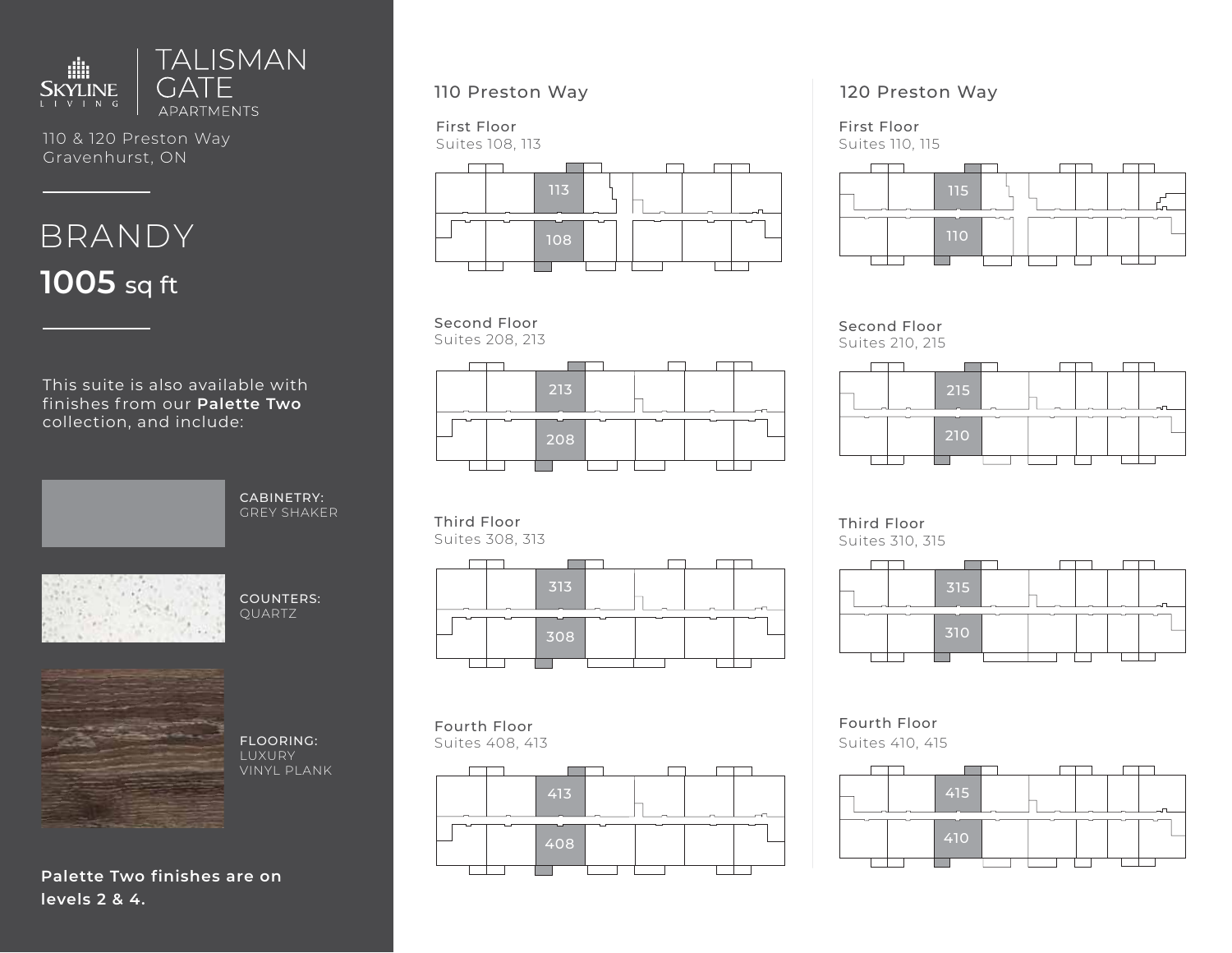SKYLINE LIVING

# TALISMAN GATE

APARTMENTS

110 & 120 Preston Way
Gravenhurst, ON

## BRANDY

**1005** sq ft

This suite is also available with finishes from our **Palette Two** collection, and include:

CABINETRY:
GREY SHAKER

COUNTERS:
QUARTZ

FLOORING:
LUXURY
VINYL PLANK

**Palette Two finishes are on levels 2 & 4.**

### 110 Preston Way

First Floor
Suites 108, 113

113
108

Second Floor
Suites 208, 213

213
208

Third Floor
Suites 308, 313

313
308

Fourth Floor
Suites 408, 413

413
408

### 120 Preston Way

First Floor
Suites 110, 115

115
110

Second Floor
Suites 210, 215

215
210

Third Floor
Suites 310, 315

315
310

Fourth Floor
Suites 410, 415

415
410